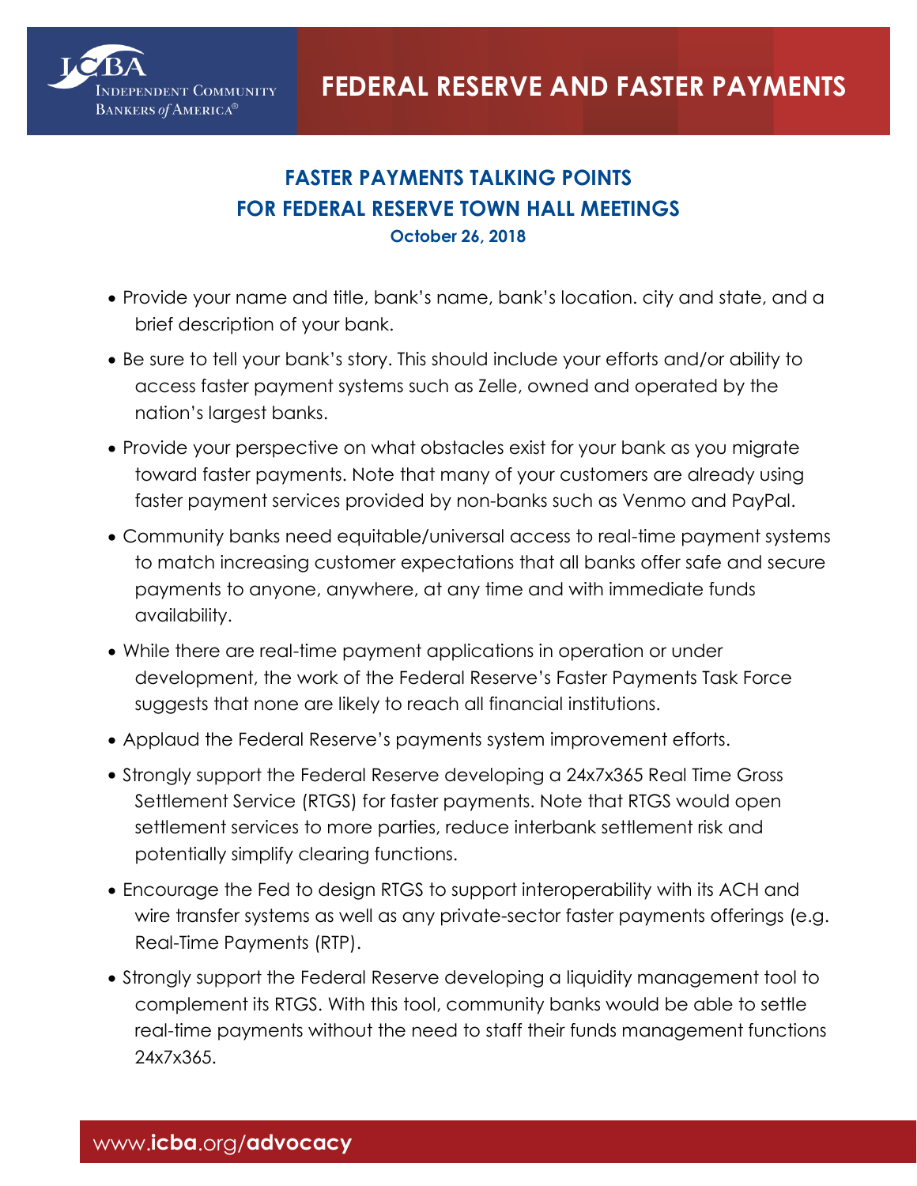# FEDERAL RESERVE AND FASTER PAYMENTS

## FASTER PAYMENTS TALKING POINTS FOR FEDERAL RESERVE TOWN HALL MEETINGS

**October 26, 2018**

- Provide your name and title, bank's name, bank's location. city and state, and a brief description of your bank.
- Be sure to tell your bank's story. This should include your efforts and/or ability to access faster payment systems such as Zelle, owned and operated by the nation's largest banks.
- Provide your perspective on what obstacles exist for your bank as you migrate toward faster payments. Note that many of your customers are already using faster payment services provided by non-banks such as Venmo and PayPal.
- Community banks need equitable/universal access to real-time payment systems to match increasing customer expectations that all banks offer safe and secure payments to anyone, anywhere, at any time and with immediate funds availability.
- While there are real-time payment applications in operation or under development, the work of the Federal Reserve's Faster Payments Task Force suggests that none are likely to reach all financial institutions.
- Applaud the Federal Reserve's payments system improvement efforts.
- Strongly support the Federal Reserve developing a 24x7x365 Real Time Gross Settlement Service (RTGS) for faster payments. Note that RTGS would open settlement services to more parties, reduce interbank settlement risk and potentially simplify clearing functions.
- Encourage the Fed to design RTGS to support interoperability with its ACH and wire transfer systems as well as any private-sector faster payments offerings (e.g. Real-Time Payments (RTP).
- Strongly support the Federal Reserve developing a liquidity management tool to complement its RTGS. With this tool, community banks would be able to settle real-time payments without the need to staff their funds management functions 24x7x365.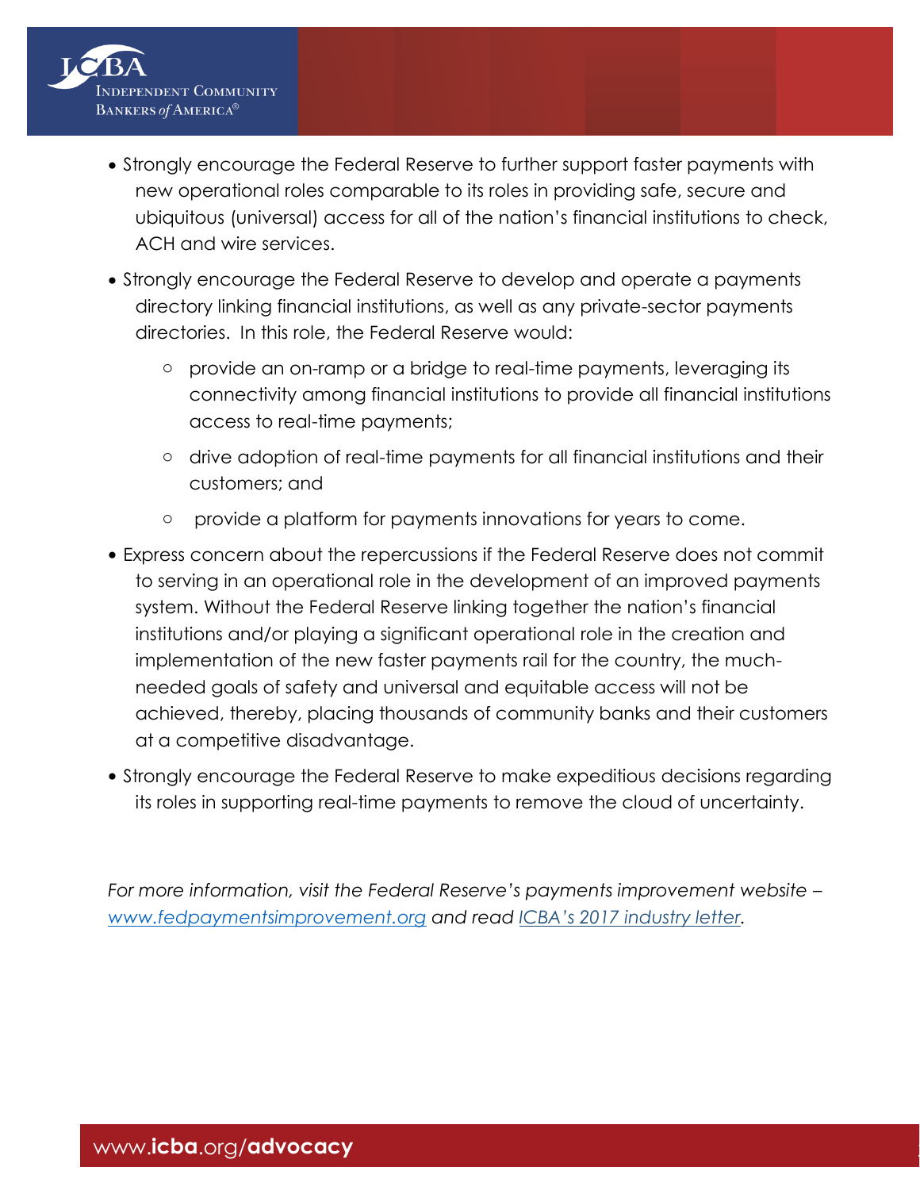- Strongly encourage the Federal Reserve to further support faster payments with new operational roles comparable to its roles in providing safe, secure and ubiquitous (universal) access for all of the nation's financial institutions to check, ACH and wire services.
- Strongly encourage the Federal Reserve to develop and operate a payments directory linking financial institutions, as well as any private-sector payments directories. In this role, the Federal Reserve would:
    - provide an on-ramp or a bridge to real-time payments, leveraging its connectivity among financial institutions to provide all financial institutions access to real-time payments;
    - drive adoption of real-time payments for all financial institutions and their customers; and
    - provide a platform for payments innovations for years to come.
- Express concern about the repercussions if the Federal Reserve does not commit to serving in an operational role in the development of an improved payments system. Without the Federal Reserve linking together the nation's financial institutions and/or playing a significant operational role in the creation and implementation of the new faster payments rail for the country, the much-needed goals of safety and universal and equitable access will not be achieved, thereby, placing thousands of community banks and their customers at a competitive disadvantage.
- Strongly encourage the Federal Reserve to make expeditious decisions regarding its roles in supporting real-time payments to remove the cloud of uncertainty.

*For more information, visit the Federal Reserve's payments improvement website – [www.fedpaymentsimprovement.org](www.fedpaymentsimprovement.org) and read [ICBA's 2017 industry letter](ICBA's 2017 industry letter).*